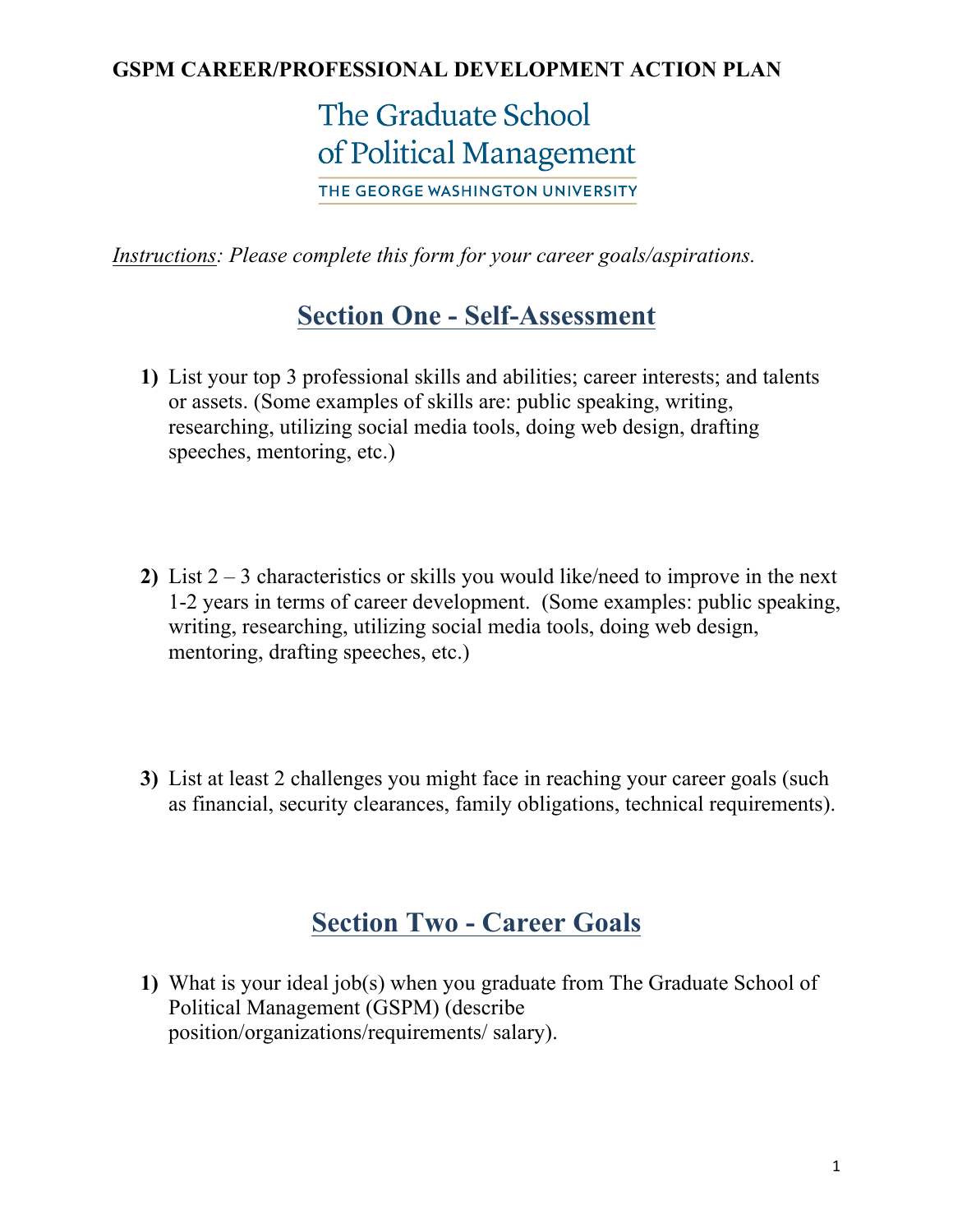**GSPM CAREER/PROFESSIONAL DEVELOPMENT ACTION PLAN**

The Graduate School of Political Management

THE GEORGE WASHINGTON UNIVERSITY

*<u>Instructions</u>: Please complete this form for your career goals/aspirations.*

## Section One - Self-Assessment

**1)** List your top 3 professional skills and abilities; career interests; and talents or assets. (Some examples of skills are: public speaking, writing, researching, utilizing social media tools, doing web design, drafting speeches, mentoring, etc.)

**2)** List 2 – 3 characteristics or skills you would like/need to improve in the next 1-2 years in terms of career development. (Some examples: public speaking, writing, researching, utilizing social media tools, doing web design, mentoring, drafting speeches, etc.)

**3)** List at least 2 challenges you might face in reaching your career goals (such as financial, security clearances, family obligations, technical requirements).

## Section Two - Career Goals

**1)** What is your ideal job(s) when you graduate from The Graduate School of Political Management (GSPM) (describe position/organizations/requirements/ salary).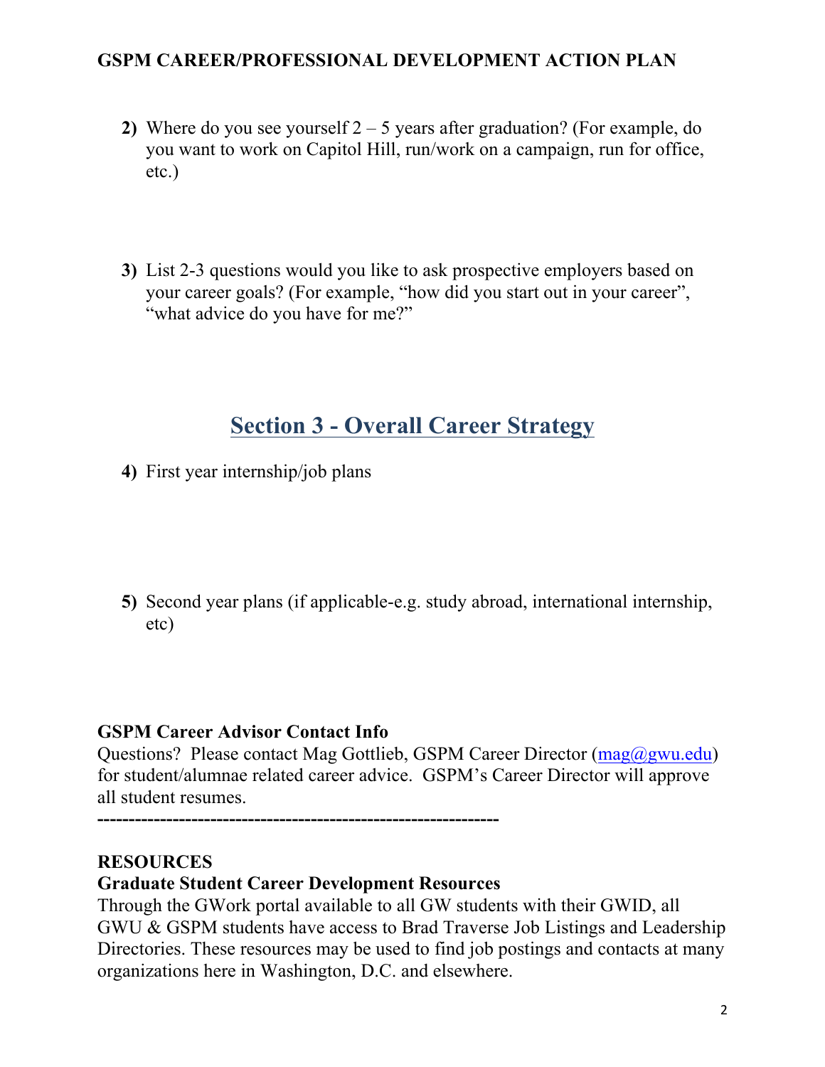2) Where do you see yourself 2 – 5 years after graduation? (For example, do you want to work on Capitol Hill, run/work on a campaign, run for office, etc.)

3) List 2-3 questions would you like to ask prospective employers based on your career goals? (For example, "how did you start out in your career", "what advice do you have for me?"

## Section 3 - Overall Career Strategy

4) First year internship/job plans

5) Second year plans (if applicable-e.g. study abroad, international internship, etc)

**GSPM Career Advisor Contact Info**
Questions? Please contact Mag Gottlieb, GSPM Career Director (mag@gwu.edu) for student/alumnae related career advice. GSPM's Career Director will approve all student resumes.

**---------------------------------------------------------------**

**RESOURCES**
**Graduate Student Career Development Resources**
Through the GWork portal available to all GW students with their GWID, all GWU & GSPM students have access to Brad Traverse Job Listings and Leadership Directories. These resources may be used to find job postings and contacts at many organizations here in Washington, D.C. and elsewhere.